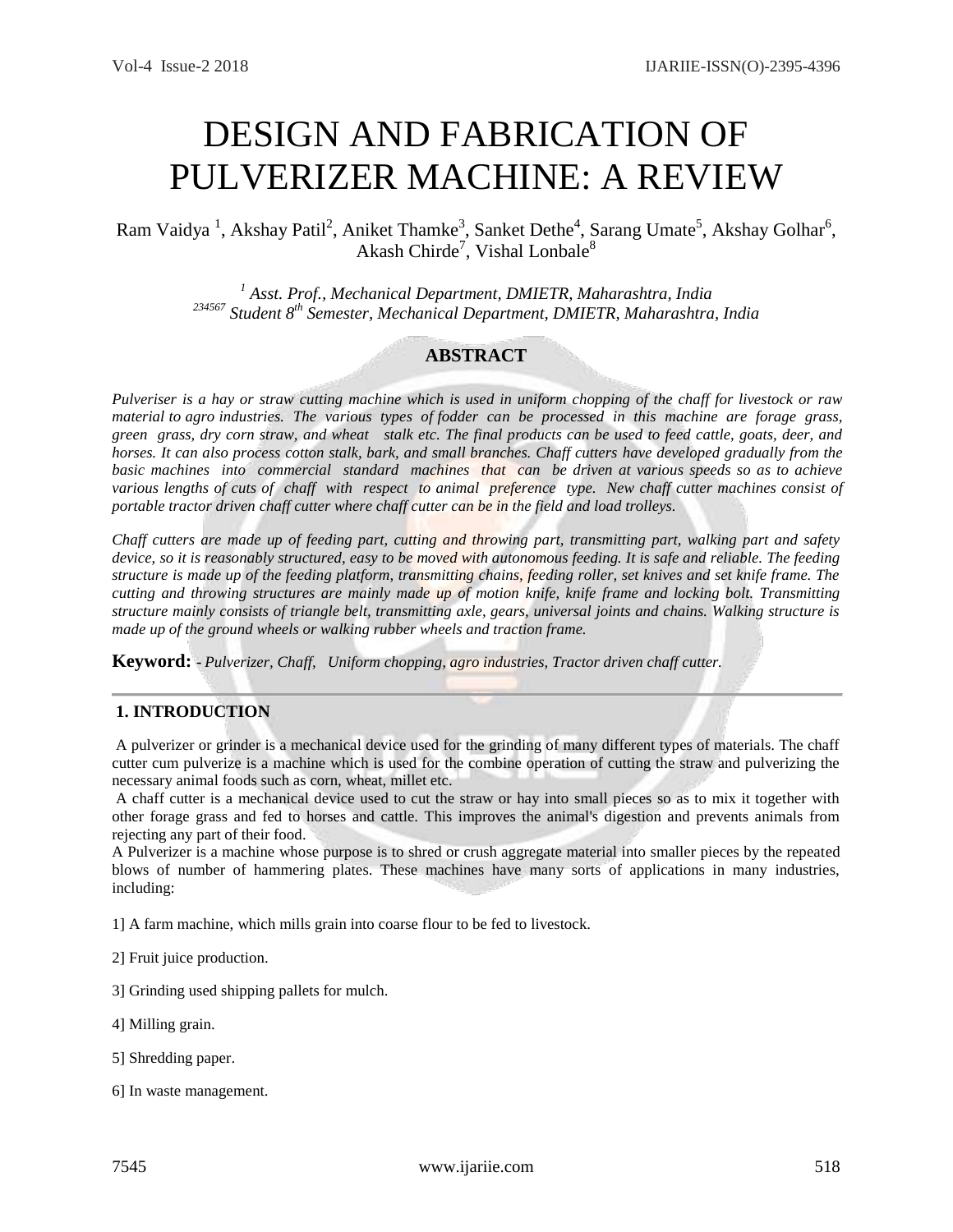# DESIGN AND FABRICATION OF PULVERIZER MACHINE: A REVIEW

Ram Vaidya [1], Akshay Patil[2], Aniket Thamke[3], Sanket Dethe[4], Sarang Umate[5], Akshay Golhar[6], Akash Chirde[7], Vishal Lonbale[8]

*[1] Asst. Prof., Mechanical Department, DMIETR, Maharashtra, India*
*[234567] Student 8th Semester, Mechanical Department, DMIETR, Maharashtra, India*

## ABSTRACT

*Pulveriser is a hay or straw cutting machine which is used in uniform chopping of the chaff for livestock or raw material to agro industries. The various types of fodder can be processed in this machine are forage grass, green grass, dry corn straw, and wheat stalk etc. The final products can be used to feed cattle, goats, deer, and horses. It can also process cotton stalk, bark, and small branches. Chaff cutters have developed gradually from the basic machines into commercial standard machines that can be driven at various speeds so as to achieve various lengths of cuts of chaff with respect to animal preference type. New chaff cutter machines consist of portable tractor driven chaff cutter where chaff cutter can be in the field and load trolleys.*

*Chaff cutters are made up of feeding part, cutting and throwing part, transmitting part, walking part and safety device, so it is reasonably structured, easy to be moved with autonomous feeding. It is safe and reliable. The feeding structure is made up of the feeding platform, transmitting chains, feeding roller, set knives and set knife frame. The cutting and throwing structures are mainly made up of motion knife, knife frame and locking bolt. Transmitting structure mainly consists of triangle belt, transmitting axle, gears, universal joints and chains. Walking structure is made up of the ground wheels or walking rubber wheels and traction frame.*

**Keyword:** *- Pulverizer, Chaff, Uniform chopping, agro industries, Tractor driven chaff cutter.*

## 1. INTRODUCTION

A pulverizer or grinder is a mechanical device used for the grinding of many different types of materials. The chaff cutter cum pulverize is a machine which is used for the combine operation of cutting the straw and pulverizing the necessary animal foods such as corn, wheat, millet etc.

A chaff cutter is a mechanical device used to cut the straw or hay into small pieces so as to mix it together with other forage grass and fed to horses and cattle. This improves the animal's digestion and prevents animals from rejecting any part of their food.

A Pulverizer is a machine whose purpose is to shred or crush aggregate material into smaller pieces by the repeated blows of number of hammering plates. These machines have many sorts of applications in many industries, including:

1] A farm machine, which mills grain into coarse flour to be fed to livestock.

2] Fruit juice production.

3] Grinding used shipping pallets for mulch.

4] Milling grain.

5] Shredding paper.

6] In waste management.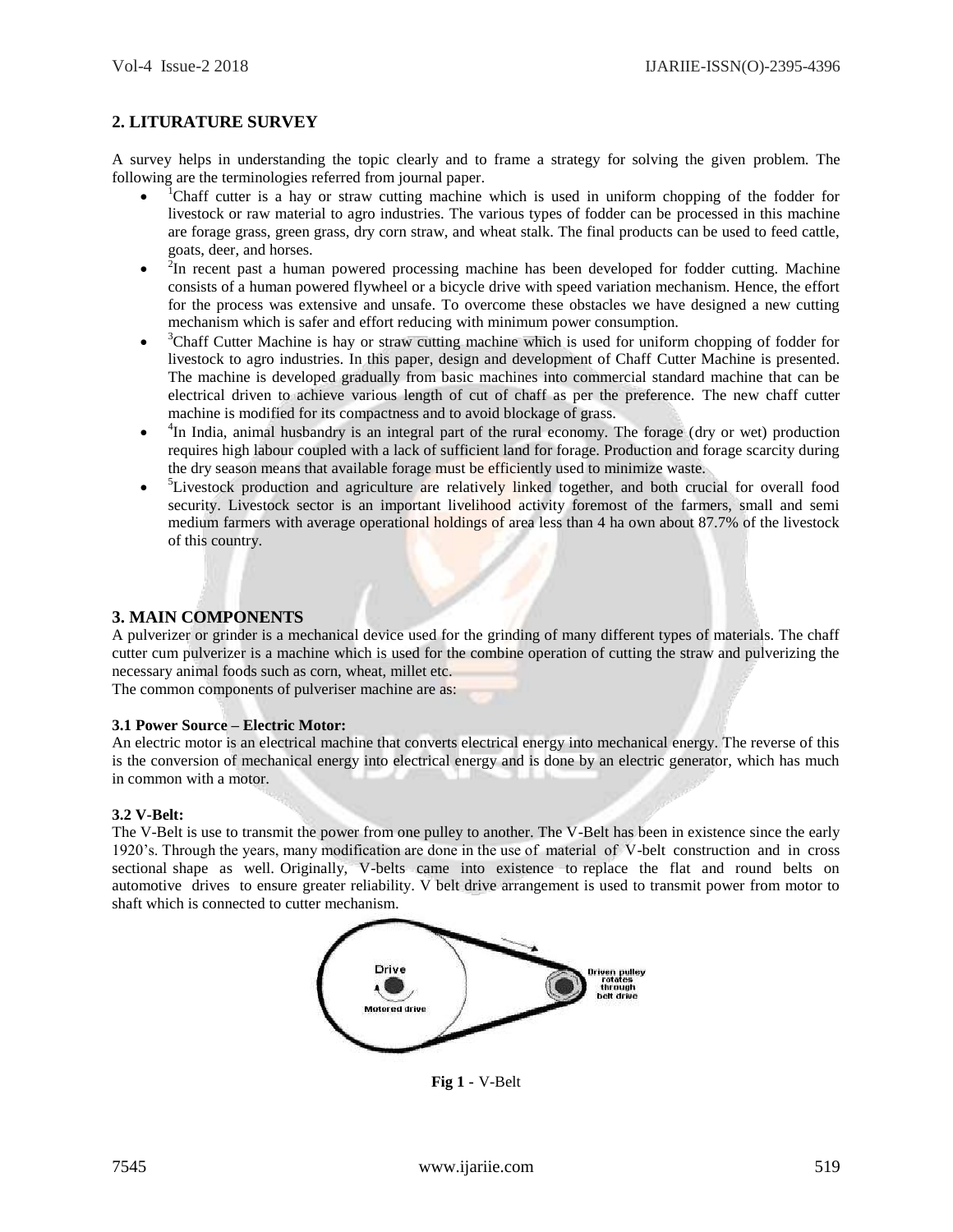## 2. LITURATURE SURVEY

A survey helps in understanding the topic clearly and to frame a strategy for solving the given problem. The following are the terminologies referred from journal paper.

- [1]Chaff cutter is a hay or straw cutting machine which is used in uniform chopping of the fodder for livestock or raw material to agro industries. The various types of fodder can be processed in this machine are forage grass, green grass, dry corn straw, and wheat stalk. The final products can be used to feed cattle, goats, deer, and horses.
- [2]In recent past a human powered processing machine has been developed for fodder cutting. Machine consists of a human powered flywheel or a bicycle drive with speed variation mechanism. Hence, the effort for the process was extensive and unsafe. To overcome these obstacles we have designed a new cutting mechanism which is safer and effort reducing with minimum power consumption.
- [3]Chaff Cutter Machine is hay or straw cutting machine which is used for uniform chopping of fodder for livestock to agro industries. In this paper, design and development of Chaff Cutter Machine is presented. The machine is developed gradually from basic machines into commercial standard machine that can be electrical driven to achieve various length of cut of chaff as per the preference. The new chaff cutter machine is modified for its compactness and to avoid blockage of grass.
- [4]In India, animal husbandry is an integral part of the rural economy. The forage (dry or wet) production requires high labour coupled with a lack of sufficient land for forage. Production and forage scarcity during the dry season means that available forage must be efficiently used to minimize waste.
- [5]Livestock production and agriculture are relatively linked together, and both crucial for overall food security. Livestock sector is an important livelihood activity foremost of the farmers, small and semi medium farmers with average operational holdings of area less than 4 ha own about 87.7% of the livestock of this country.

## 3. MAIN COMPONENTS

A pulverizer or grinder is a mechanical device used for the grinding of many different types of materials. The chaff cutter cum pulverizer is a machine which is used for the combine operation of cutting the straw and pulverizing the necessary animal foods such as corn, wheat, millet etc.

The common components of pulveriser machine are as:

### 3.1 Power Source – Electric Motor:

An electric motor is an electrical machine that converts electrical energy into mechanical energy. The reverse of this is the conversion of mechanical energy into electrical energy and is done by an electric generator, which has much in common with a motor.

### 3.2 V-Belt:

The V-Belt is use to transmit the power from one pulley to another. The V-Belt has been in existence since the early 1920's. Through the years, many modification are done in the use of material of V-belt construction and in cross sectional shape as well. Originally, V-belts came into existence to replace the flat and round belts on automotive drives to ensure greater reliability. V belt drive arrangement is used to transmit power from motor to shaft which is connected to cutter mechanism.

**Fig 1 -** V-Belt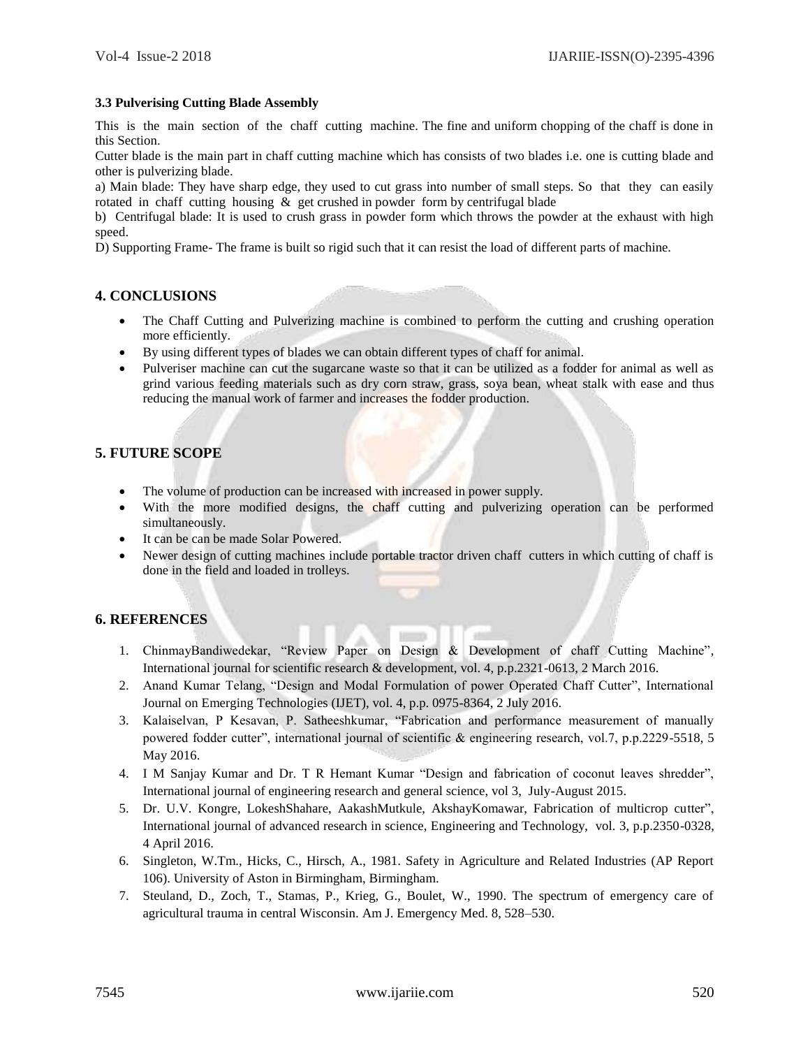### 3.3 Pulverising Cutting Blade Assembly

This is the main section of the chaff cutting machine. The fine and uniform chopping of the chaff is done in this Section.

Cutter blade is the main part in chaff cutting machine which has consists of two blades i.e. one is cutting blade and other is pulverizing blade.

a) Main blade: They have sharp edge, they used to cut grass into number of small steps. So that they can easily rotated in chaff cutting housing & get crushed in powder form by centrifugal blade

b) Centrifugal blade: It is used to crush grass in powder form which throws the powder at the exhaust with high speed.

D) Supporting Frame- The frame is built so rigid such that it can resist the load of different parts of machine.

## 4. CONCLUSIONS

- The Chaff Cutting and Pulverizing machine is combined to perform the cutting and crushing operation more efficiently.
- By using different types of blades we can obtain different types of chaff for animal.
- Pulveriser machine can cut the sugarcane waste so that it can be utilized as a fodder for animal as well as grind various feeding materials such as dry corn straw, grass, soya bean, wheat stalk with ease and thus reducing the manual work of farmer and increases the fodder production.

## 5. FUTURE SCOPE

- The volume of production can be increased with increased in power supply.
- With the more modified designs, the chaff cutting and pulverizing operation can be performed simultaneously.
- It can be can be made Solar Powered.
- Newer design of cutting machines include portable tractor driven chaff cutters in which cutting of chaff is done in the field and loaded in trolleys.

## 6. REFERENCES

1. ChinmayBandiwedekar, "Review Paper on Design & Development of chaff Cutting Machine", International journal for scientific research & development, vol. 4, p.p.2321-0613, 2 March 2016.
2. Anand Kumar Telang, "Design and Modal Formulation of power Operated Chaff Cutter", International Journal on Emerging Technologies (IJET), vol. 4, p.p. 0975-8364, 2 July 2016.
3. Kalaiselvan, P Kesavan, P. Satheeshkumar, "Fabrication and performance measurement of manually powered fodder cutter", international journal of scientific & engineering research, vol.7, p.p.2229-5518, 5 May 2016.
4. I M Sanjay Kumar and Dr. T R Hemant Kumar "Design and fabrication of coconut leaves shredder", International journal of engineering research and general science, vol 3, July-August 2015.
5. Dr. U.V. Kongre, LokeshShahare, AakashMutkule, AkshayKomawar, Fabrication of multicrop cutter", International journal of advanced research in science, Engineering and Technology, vol. 3, p.p.2350-0328, 4 April 2016.
6. Singleton, W.Tm., Hicks, C., Hirsch, A., 1981. Safety in Agriculture and Related Industries (AP Report 106). University of Aston in Birmingham, Birmingham.
7. Steuland, D., Zoch, T., Stamas, P., Krieg, G., Boulet, W., 1990. The spectrum of emergency care of agricultural trauma in central Wisconsin. Am J. Emergency Med. 8, 528–530.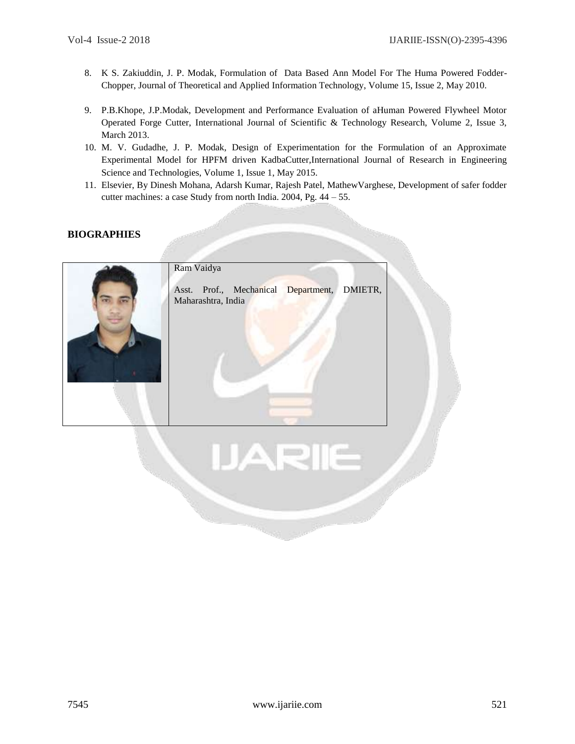8. K S. Zakiuddin, J. P. Modak, Formulation of Data Based Ann Model For The Huma Powered Fodder-Chopper, Journal of Theoretical and Applied Information Technology, Volume 15, Issue 2, May 2010.
9. P.B.Khope, J.P.Modak, Development and Performance Evaluation of aHuman Powered Flywheel Motor Operated Forge Cutter, International Journal of Scientific & Technology Research, Volume 2, Issue 3, March 2013.
10. M. V. Gudadhe, J. P. Modak, Design of Experimentation for the Formulation of an Approximate Experimental Model for HPFM driven KadbaCutter,International Journal of Research in Engineering Science and Technologies, Volume 1, Issue 1, May 2015.
11. Elsevier, By Dinesh Mohana, Adarsh Kumar, Rajesh Patel, MathewVarghese, Development of safer fodder cutter machines: a case Study from north India. 2004, Pg. 44 – 55.

**BIOGRAPHIES**

| | |
|---|---|
| | Ram Vaidya<br><br>Asst. Prof., Mechanical Department, DMIETR, Maharashtra, India |